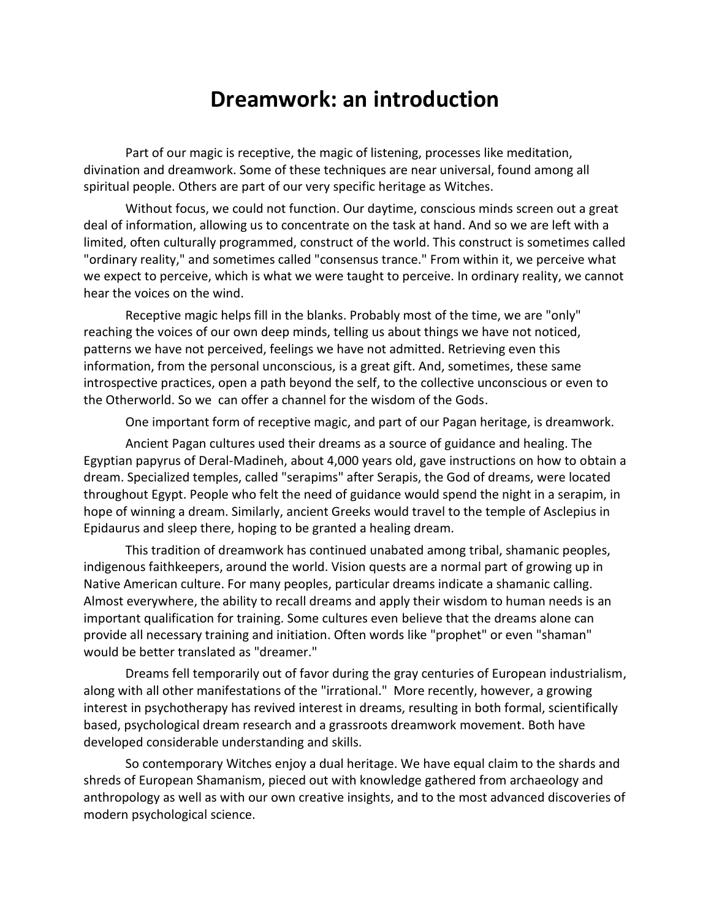# Dreamwork: an introduction

Part of our magic is receptive, the magic of listening, processes like meditation, divination and dreamwork. Some of these techniques are near universal, found among all spiritual people. Others are part of our very specific heritage as Witches.

Without focus, we could not function. Our daytime, conscious minds screen out a great deal of information, allowing us to concentrate on the task at hand. And so we are left with a limited, often culturally programmed, construct of the world. This construct is sometimes called "ordinary reality," and sometimes called "consensus trance." From within it, we perceive what we expect to perceive, which is what we were taught to perceive. In ordinary reality, we cannot hear the voices on the wind.

Receptive magic helps fill in the blanks. Probably most of the time, we are "only" reaching the voices of our own deep minds, telling us about things we have not noticed, patterns we have not perceived, feelings we have not admitted. Retrieving even this information, from the personal unconscious, is a great gift. And, sometimes, these same introspective practices, open a path beyond the self, to the collective unconscious or even to the Otherworld. So we can offer a channel for the wisdom of the Gods.

One important form of receptive magic, and part of our Pagan heritage, is dreamwork.

Ancient Pagan cultures used their dreams as a source of guidance and healing. The Egyptian papyrus of Deral-Madineh, about 4,000 years old, gave instructions on how to obtain a dream. Specialized temples, called "serapims" after Serapis, the God of dreams, were located throughout Egypt. People who felt the need of guidance would spend the night in a serapim, in hope of winning a dream. Similarly, ancient Greeks would travel to the temple of Asclepius in Epidaurus and sleep there, hoping to be granted a healing dream.

This tradition of dreamwork has continued unabated among tribal, shamanic peoples, indigenous faithkeepers, around the world. Vision quests are a normal part of growing up in Native American culture. For many peoples, particular dreams indicate a shamanic calling. Almost everywhere, the ability to recall dreams and apply their wisdom to human needs is an important qualification for training. Some cultures even believe that the dreams alone can provide all necessary training and initiation. Often words like "prophet" or even "shaman" would be better translated as "dreamer."

Dreams fell temporarily out of favor during the gray centuries of European industrialism, along with all other manifestations of the "irrational." More recently, however, a growing interest in psychotherapy has revived interest in dreams, resulting in both formal, scientifically based, psychological dream research and a grassroots dreamwork movement. Both have developed considerable understanding and skills.

So contemporary Witches enjoy a dual heritage. We have equal claim to the shards and shreds of European Shamanism, pieced out with knowledge gathered from archaeology and anthropology as well as with our own creative insights, and to the most advanced discoveries of modern psychological science.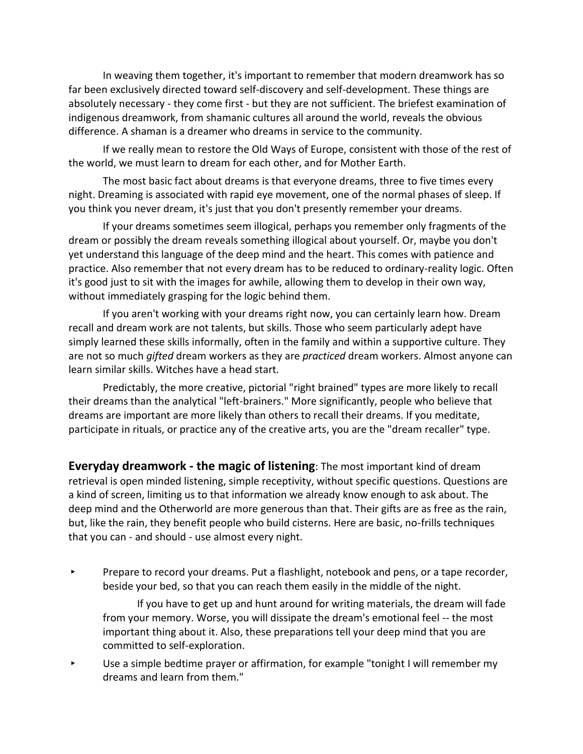In weaving them together, it's important to remember that modern dreamwork has so far been exclusively directed toward self-discovery and self-development. These things are absolutely necessary - they come first - but they are not sufficient. The briefest examination of indigenous dreamwork, from shamanic cultures all around the world, reveals the obvious difference. A shaman is a dreamer who dreams in service to the community.

If we really mean to restore the Old Ways of Europe, consistent with those of the rest of the world, we must learn to dream for each other, and for Mother Earth.

The most basic fact about dreams is that everyone dreams, three to five times every night. Dreaming is associated with rapid eye movement, one of the normal phases of sleep. If you think you never dream, it's just that you don't presently remember your dreams.

If your dreams sometimes seem illogical, perhaps you remember only fragments of the dream or possibly the dream reveals something illogical about yourself. Or, maybe you don't yet understand this language of the deep mind and the heart. This comes with patience and practice. Also remember that not every dream has to be reduced to ordinary-reality logic. Often it's good just to sit with the images for awhile, allowing them to develop in their own way, without immediately grasping for the logic behind them.

If you aren't working with your dreams right now, you can certainly learn how. Dream recall and dream work are not talents, but skills. Those who seem particularly adept have simply learned these skills informally, often in the family and within a supportive culture. They are not so much *gifted* dream workers as they are *practiced* dream workers. Almost anyone can learn similar skills. Witches have a head start.

Predictably, the more creative, pictorial "right brained" types are more likely to recall their dreams than the analytical "left-brainers." More significantly, people who believe that dreams are important are more likely than others to recall their dreams. If you meditate, participate in rituals, or practice any of the creative arts, you are the "dream recaller" type.

**Everyday dreamwork - the magic of listening**: The most important kind of dream retrieval is open minded listening, simple receptivity, without specific questions. Questions are a kind of screen, limiting us to that information we already know enough to ask about. The deep mind and the Otherworld are more generous than that. Their gifts are as free as the rain, but, like the rain, they benefit people who build cisterns. Here are basic, no-frills techniques that you can - and should - use almost every night.

- Prepare to record your dreams. Put a flashlight, notebook and pens, or a tape recorder, beside your bed, so that you can reach them easily in the middle of the night.

  If you have to get up and hunt around for writing materials, the dream will fade from your memory. Worse, you will dissipate the dream's emotional feel -- the most important thing about it. Also, these preparations tell your deep mind that you are committed to self-exploration.

- Use a simple bedtime prayer or affirmation, for example "tonight I will remember my dreams and learn from them."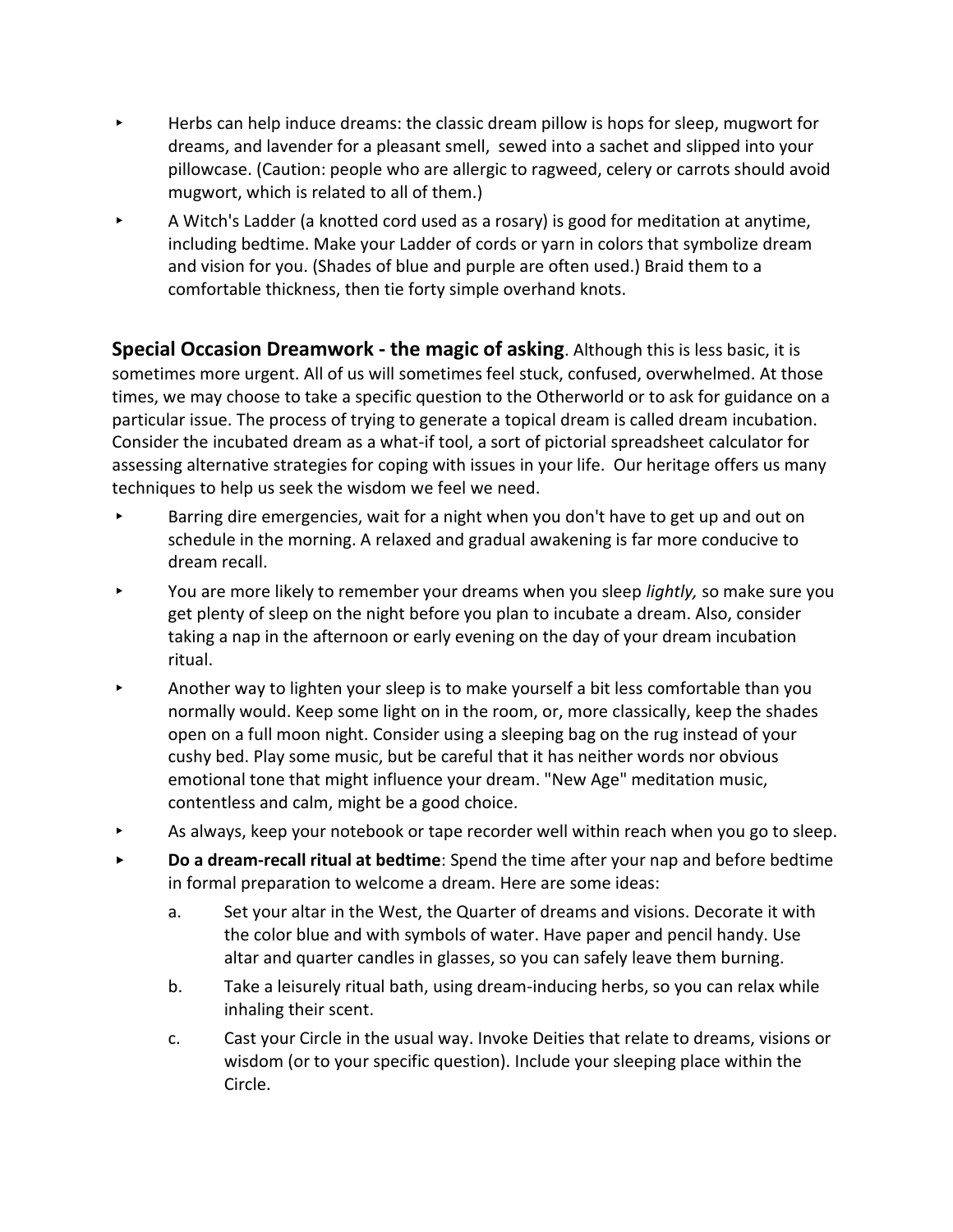- Herbs can help induce dreams: the classic dream pillow is hops for sleep, mugwort for dreams, and lavender for a pleasant smell, sewed into a sachet and slipped into your pillowcase. (Caution: people who are allergic to ragweed, celery or carrots should avoid mugwort, which is related to all of them.)
- A Witch's Ladder (a knotted cord used as a rosary) is good for meditation at anytime, including bedtime. Make your Ladder of cords or yarn in colors that symbolize dream and vision for you. (Shades of blue and purple are often used.) Braid them to a comfortable thickness, then tie forty simple overhand knots.

**Special Occasion Dreamwork - the magic of asking**. Although this is less basic, it is sometimes more urgent. All of us will sometimes feel stuck, confused, overwhelmed. At those times, we may choose to take a specific question to the Otherworld or to ask for guidance on a particular issue. The process of trying to generate a topical dream is called dream incubation. Consider the incubated dream as a what-if tool, a sort of pictorial spreadsheet calculator for assessing alternative strategies for coping with issues in your life. Our heritage offers us many techniques to help us seek the wisdom we feel we need.

- Barring dire emergencies, wait for a night when you don't have to get up and out on schedule in the morning. A relaxed and gradual awakening is far more conducive to dream recall.
- You are more likely to remember your dreams when you sleep *lightly,* so make sure you get plenty of sleep on the night before you plan to incubate a dream. Also, consider taking a nap in the afternoon or early evening on the day of your dream incubation ritual.
- Another way to lighten your sleep is to make yourself a bit less comfortable than you normally would. Keep some light on in the room, or, more classically, keep the shades open on a full moon night. Consider using a sleeping bag on the rug instead of your cushy bed. Play some music, but be careful that it has neither words nor obvious emotional tone that might influence your dream. "New Age" meditation music, contentless and calm, might be a good choice.
- As always, keep your notebook or tape recorder well within reach when you go to sleep.
- **Do a dream-recall ritual at bedtime**: Spend the time after your nap and before bedtime in formal preparation to welcome a dream. Here are some ideas:
    a. Set your altar in the West, the Quarter of dreams and visions. Decorate it with the color blue and with symbols of water. Have paper and pencil handy. Use altar and quarter candles in glasses, so you can safely leave them burning.
    b. Take a leisurely ritual bath, using dream-inducing herbs, so you can relax while inhaling their scent.
    c. Cast your Circle in the usual way. Invoke Deities that relate to dreams, visions or wisdom (or to your specific question). Include your sleeping place within the Circle.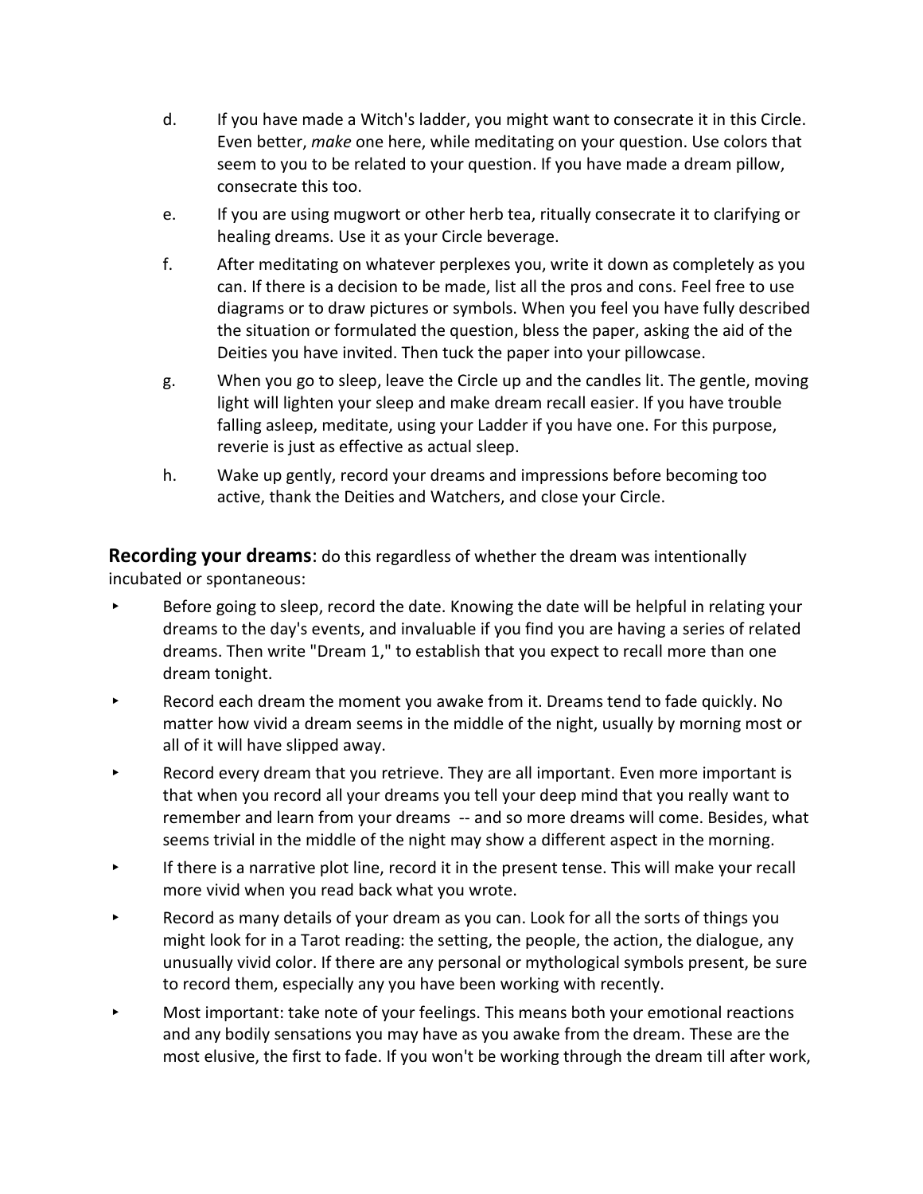d. If you have made a Witch's ladder, you might want to consecrate it in this Circle. Even better, *make* one here, while meditating on your question. Use colors that seem to you to be related to your question. If you have made a dream pillow, consecrate this too.

e. If you are using mugwort or other herb tea, ritually consecrate it to clarifying or healing dreams. Use it as your Circle beverage.

f. After meditating on whatever perplexes you, write it down as completely as you can. If there is a decision to be made, list all the pros and cons. Feel free to use diagrams or to draw pictures or symbols. When you feel you have fully described the situation or formulated the question, bless the paper, asking the aid of the Deities you have invited. Then tuck the paper into your pillowcase.

g. When you go to sleep, leave the Circle up and the candles lit. The gentle, moving light will lighten your sleep and make dream recall easier. If you have trouble falling asleep, meditate, using your Ladder if you have one. For this purpose, reverie is just as effective as actual sleep.

h. Wake up gently, record your dreams and impressions before becoming too active, thank the Deities and Watchers, and close your Circle.

**Recording your dreams**: do this regardless of whether the dream was intentionally incubated or spontaneous:

- Before going to sleep, record the date. Knowing the date will be helpful in relating your dreams to the day's events, and invaluable if you find you are having a series of related dreams. Then write "Dream 1," to establish that you expect to recall more than one dream tonight.
- Record each dream the moment you awake from it. Dreams tend to fade quickly. No matter how vivid a dream seems in the middle of the night, usually by morning most or all of it will have slipped away.
- Record every dream that you retrieve. They are all important. Even more important is that when you record all your dreams you tell your deep mind that you really want to remember and learn from your dreams -- and so more dreams will come. Besides, what seems trivial in the middle of the night may show a different aspect in the morning.
- If there is a narrative plot line, record it in the present tense. This will make your recall more vivid when you read back what you wrote.
- Record as many details of your dream as you can. Look for all the sorts of things you might look for in a Tarot reading: the setting, the people, the action, the dialogue, any unusually vivid color. If there are any personal or mythological symbols present, be sure to record them, especially any you have been working with recently.
- Most important: take note of your feelings. This means both your emotional reactions and any bodily sensations you may have as you awake from the dream. These are the most elusive, the first to fade. If you won't be working through the dream till after work,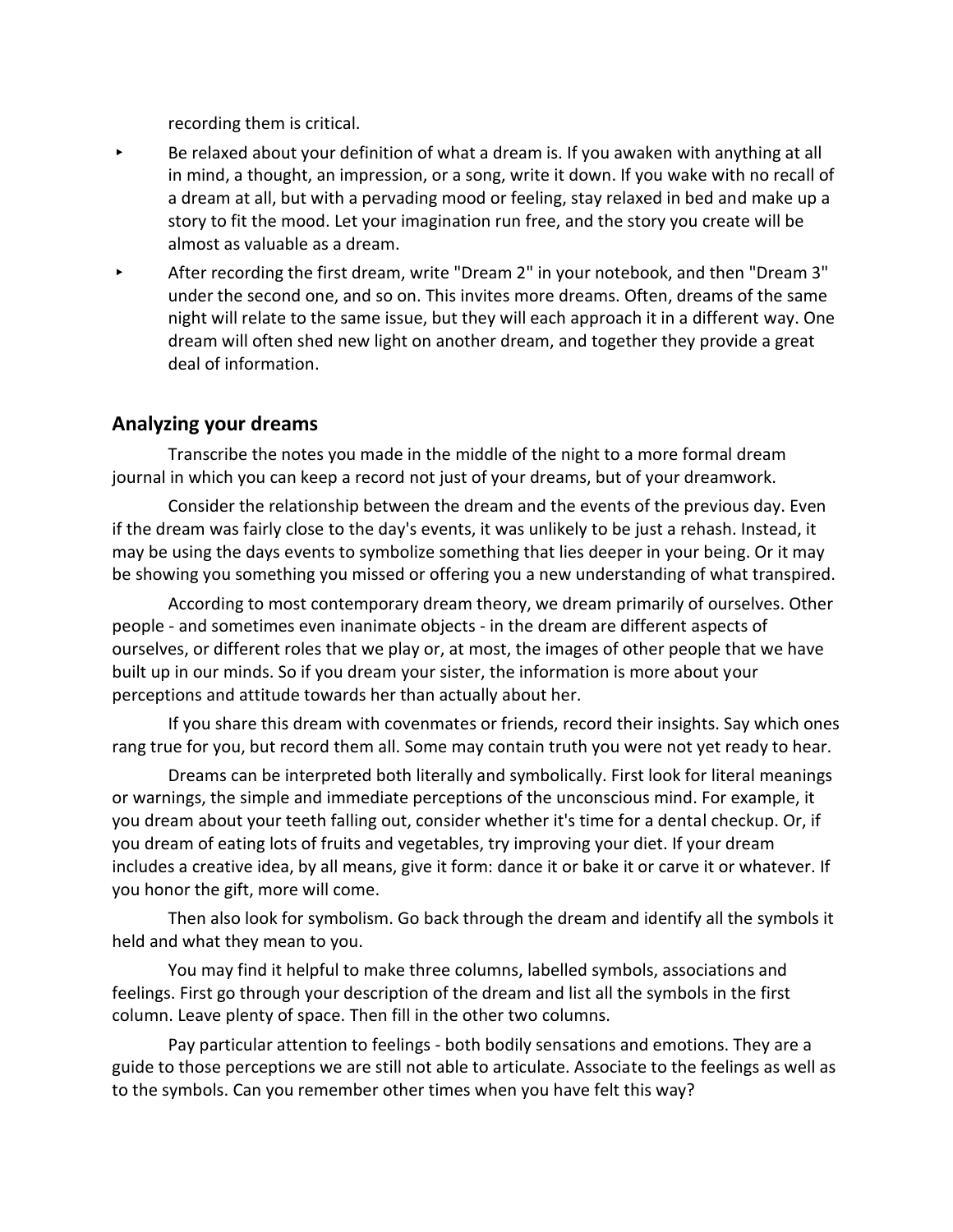recording them is critical.

- Be relaxed about your definition of what a dream is. If you awaken with anything at all in mind, a thought, an impression, or a song, write it down. If you wake with no recall of a dream at all, but with a pervading mood or feeling, stay relaxed in bed and make up a story to fit the mood. Let your imagination run free, and the story you create will be almost as valuable as a dream.
- After recording the first dream, write "Dream 2" in your notebook, and then "Dream 3" under the second one, and so on. This invites more dreams. Often, dreams of the same night will relate to the same issue, but they will each approach it in a different way. One dream will often shed new light on another dream, and together they provide a great deal of information.

## Analyzing your dreams

Transcribe the notes you made in the middle of the night to a more formal dream journal in which you can keep a record not just of your dreams, but of your dreamwork.

Consider the relationship between the dream and the events of the previous day. Even if the dream was fairly close to the day's events, it was unlikely to be just a rehash. Instead, it may be using the days events to symbolize something that lies deeper in your being. Or it may be showing you something you missed or offering you a new understanding of what transpired.

According to most contemporary dream theory, we dream primarily of ourselves. Other people - and sometimes even inanimate objects - in the dream are different aspects of ourselves, or different roles that we play or, at most, the images of other people that we have built up in our minds. So if you dream your sister, the information is more about your perceptions and attitude towards her than actually about her.

If you share this dream with covenmates or friends, record their insights. Say which ones rang true for you, but record them all. Some may contain truth you were not yet ready to hear.

Dreams can be interpreted both literally and symbolically. First look for literal meanings or warnings, the simple and immediate perceptions of the unconscious mind. For example, it you dream about your teeth falling out, consider whether it's time for a dental checkup. Or, if you dream of eating lots of fruits and vegetables, try improving your diet. If your dream includes a creative idea, by all means, give it form: dance it or bake it or carve it or whatever. If you honor the gift, more will come.

Then also look for symbolism. Go back through the dream and identify all the symbols it held and what they mean to you.

You may find it helpful to make three columns, labelled symbols, associations and feelings. First go through your description of the dream and list all the symbols in the first column. Leave plenty of space. Then fill in the other two columns.

Pay particular attention to feelings - both bodily sensations and emotions. They are a guide to those perceptions we are still not able to articulate. Associate to the feelings as well as to the symbols. Can you remember other times when you have felt this way?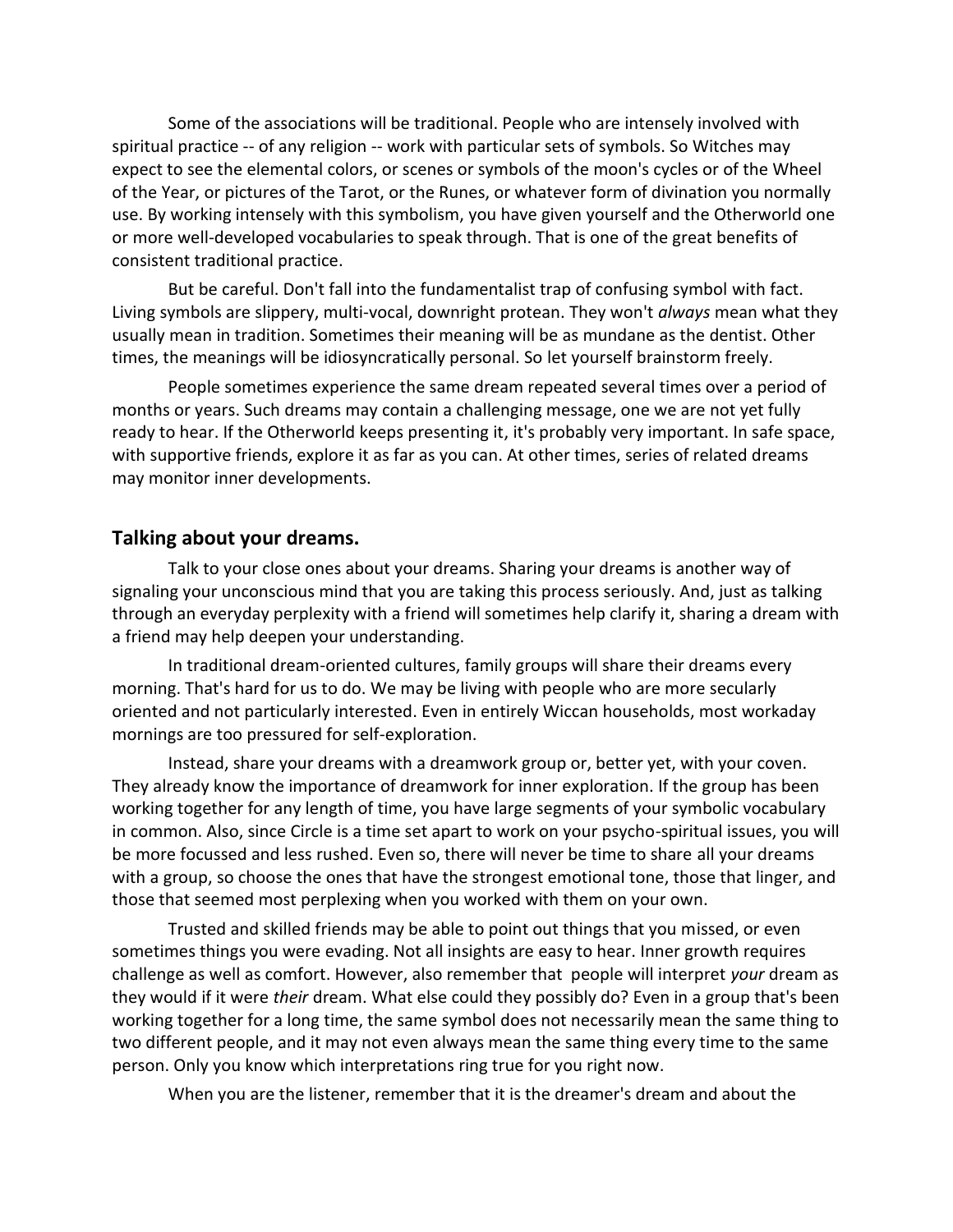Some of the associations will be traditional. People who are intensely involved with spiritual practice -- of any religion -- work with particular sets of symbols. So Witches may expect to see the elemental colors, or scenes or symbols of the moon's cycles or of the Wheel of the Year, or pictures of the Tarot, or the Runes, or whatever form of divination you normally use. By working intensely with this symbolism, you have given yourself and the Otherworld one or more well-developed vocabularies to speak through. That is one of the great benefits of consistent traditional practice.

But be careful. Don't fall into the fundamentalist trap of confusing symbol with fact. Living symbols are slippery, multi-vocal, downright protean. They won't *always* mean what they usually mean in tradition. Sometimes their meaning will be as mundane as the dentist. Other times, the meanings will be idiosyncratically personal. So let yourself brainstorm freely.

People sometimes experience the same dream repeated several times over a period of months or years. Such dreams may contain a challenging message, one we are not yet fully ready to hear. If the Otherworld keeps presenting it, it's probably very important. In safe space, with supportive friends, explore it as far as you can. At other times, series of related dreams may monitor inner developments.

## Talking about your dreams.

Talk to your close ones about your dreams. Sharing your dreams is another way of signaling your unconscious mind that you are taking this process seriously. And, just as talking through an everyday perplexity with a friend will sometimes help clarify it, sharing a dream with a friend may help deepen your understanding.

In traditional dream-oriented cultures, family groups will share their dreams every morning. That's hard for us to do. We may be living with people who are more secularly oriented and not particularly interested. Even in entirely Wiccan households, most workaday mornings are too pressured for self-exploration.

Instead, share your dreams with a dreamwork group or, better yet, with your coven. They already know the importance of dreamwork for inner exploration. If the group has been working together for any length of time, you have large segments of your symbolic vocabulary in common. Also, since Circle is a time set apart to work on your psycho-spiritual issues, you will be more focussed and less rushed. Even so, there will never be time to share all your dreams with a group, so choose the ones that have the strongest emotional tone, those that linger, and those that seemed most perplexing when you worked with them on your own.

Trusted and skilled friends may be able to point out things that you missed, or even sometimes things you were evading. Not all insights are easy to hear. Inner growth requires challenge as well as comfort. However, also remember that people will interpret *your* dream as they would if it were *their* dream. What else could they possibly do? Even in a group that's been working together for a long time, the same symbol does not necessarily mean the same thing to two different people, and it may not even always mean the same thing every time to the same person. Only you know which interpretations ring true for you right now.

When you are the listener, remember that it is the dreamer's dream and about the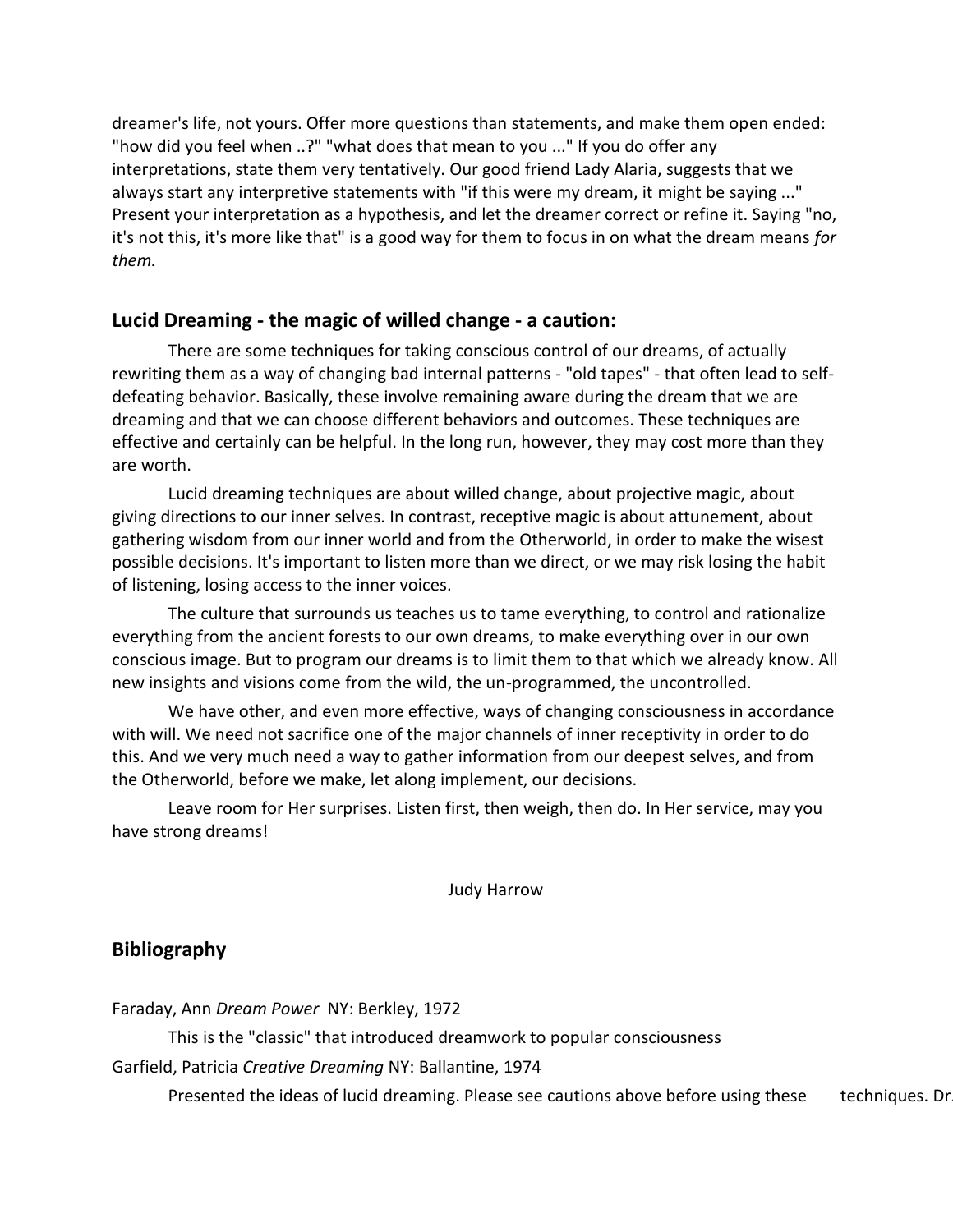dreamer's life, not yours. Offer more questions than statements, and make them open ended: "how did you feel when ..?" "what does that mean to you ..." If you do offer any interpretations, state them very tentatively. Our good friend Lady Alaria, suggests that we always start any interpretive statements with "if this were my dream, it might be saying ..." Present your interpretation as a hypothesis, and let the dreamer correct or refine it. Saying "no, it's not this, it's more like that" is a good way for them to focus in on what the dream means *for them.*

## Lucid Dreaming - the magic of willed change - a caution:

There are some techniques for taking conscious control of our dreams, of actually rewriting them as a way of changing bad internal patterns - "old tapes" - that often lead to self-defeating behavior. Basically, these involve remaining aware during the dream that we are dreaming and that we can choose different behaviors and outcomes. These techniques are effective and certainly can be helpful. In the long run, however, they may cost more than they are worth.

Lucid dreaming techniques are about willed change, about projective magic, about giving directions to our inner selves. In contrast, receptive magic is about attunement, about gathering wisdom from our inner world and from the Otherworld, in order to make the wisest possible decisions. It's important to listen more than we direct, or we may risk losing the habit of listening, losing access to the inner voices.

The culture that surrounds us teaches us to tame everything, to control and rationalize everything from the ancient forests to our own dreams, to make everything over in our own conscious image. But to program our dreams is to limit them to that which we already know. All new insights and visions come from the wild, the un-programmed, the uncontrolled.

We have other, and even more effective, ways of changing consciousness in accordance with will. We need not sacrifice one of the major channels of inner receptivity in order to do this. And we very much need a way to gather information from our deepest selves, and from the Otherworld, before we make, let along implement, our decisions.

Leave room for Her surprises. Listen first, then weigh, then do. In Her service, may you have strong dreams!

Judy Harrow

## Bibliography

Faraday, Ann *Dream Power* NY: Berkley, 1972

This is the "classic" that introduced dreamwork to popular consciousness

Garfield, Patricia *Creative Dreaming* NY: Ballantine, 1974

Presented the ideas of lucid dreaming. Please see cautions above before using these techniques. Dr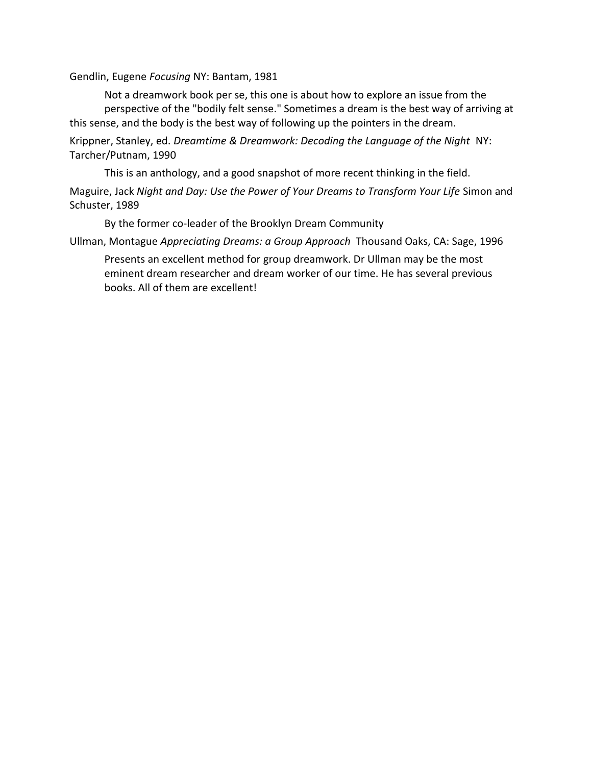Gendlin, Eugene *Focusing* NY: Bantam, 1981

Not a dreamwork book per se, this one is about how to explore an issue from the perspective of the "bodily felt sense." Sometimes a dream is the best way of arriving at this sense, and the body is the best way of following up the pointers in the dream.

Krippner, Stanley, ed. *Dreamtime & Dreamwork: Decoding the Language of the Night* NY: Tarcher/Putnam, 1990

This is an anthology, and a good snapshot of more recent thinking in the field.

Maguire, Jack *Night and Day: Use the Power of Your Dreams to Transform Your Life* Simon and Schuster, 1989

By the former co-leader of the Brooklyn Dream Community

Ullman, Montague *Appreciating Dreams: a Group Approach* Thousand Oaks, CA: Sage, 1996

Presents an excellent method for group dreamwork. Dr Ullman may be the most eminent dream researcher and dream worker of our time. He has several previous books. All of them are excellent!